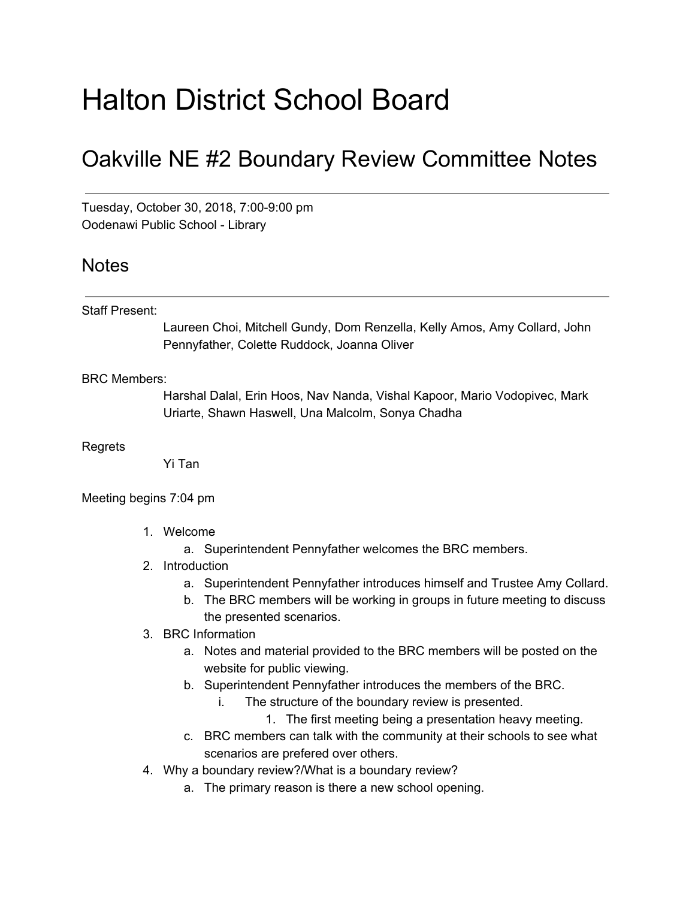# Halton District School Board

## Oakville NE #2 Boundary Review Committee Notes

---

Tuesday, October 30, 2018, 7:00-9:00 pm
Oodenawi Public School - Library

## Notes

---

Staff Present:

Laureen Choi, Mitchell Gundy, Dom Renzella, Kelly Amos, Amy Collard, John Pennyfather, Colette Ruddock, Joanna Oliver

BRC Members:

Harshal Dalal, Erin Hoos, Nav Nanda, Vishal Kapoor, Mario Vodopivec, Mark Uriarte, Shawn Haswell, Una Malcolm, Sonya Chadha

Regrets

Yi Tan

Meeting begins 7:04 pm

1. Welcome
    a. Superintendent Pennyfather welcomes the BRC members.
2. Introduction
    a. Superintendent Pennyfather introduces himself and Trustee Amy Collard.
    b. The BRC members will be working in groups in future meeting to discuss the presented scenarios.
3. BRC Information
    a. Notes and material provided to the BRC members will be posted on the website for public viewing.
    b. Superintendent Pennyfather introduces the members of the BRC.
        i. The structure of the boundary review is presented.
            1. The first meeting being a presentation heavy meeting.
    c. BRC members can talk with the community at their schools to see what scenarios are prefered over others.
4. Why a boundary review?/What is a boundary review?
    a. The primary reason is there a new school opening.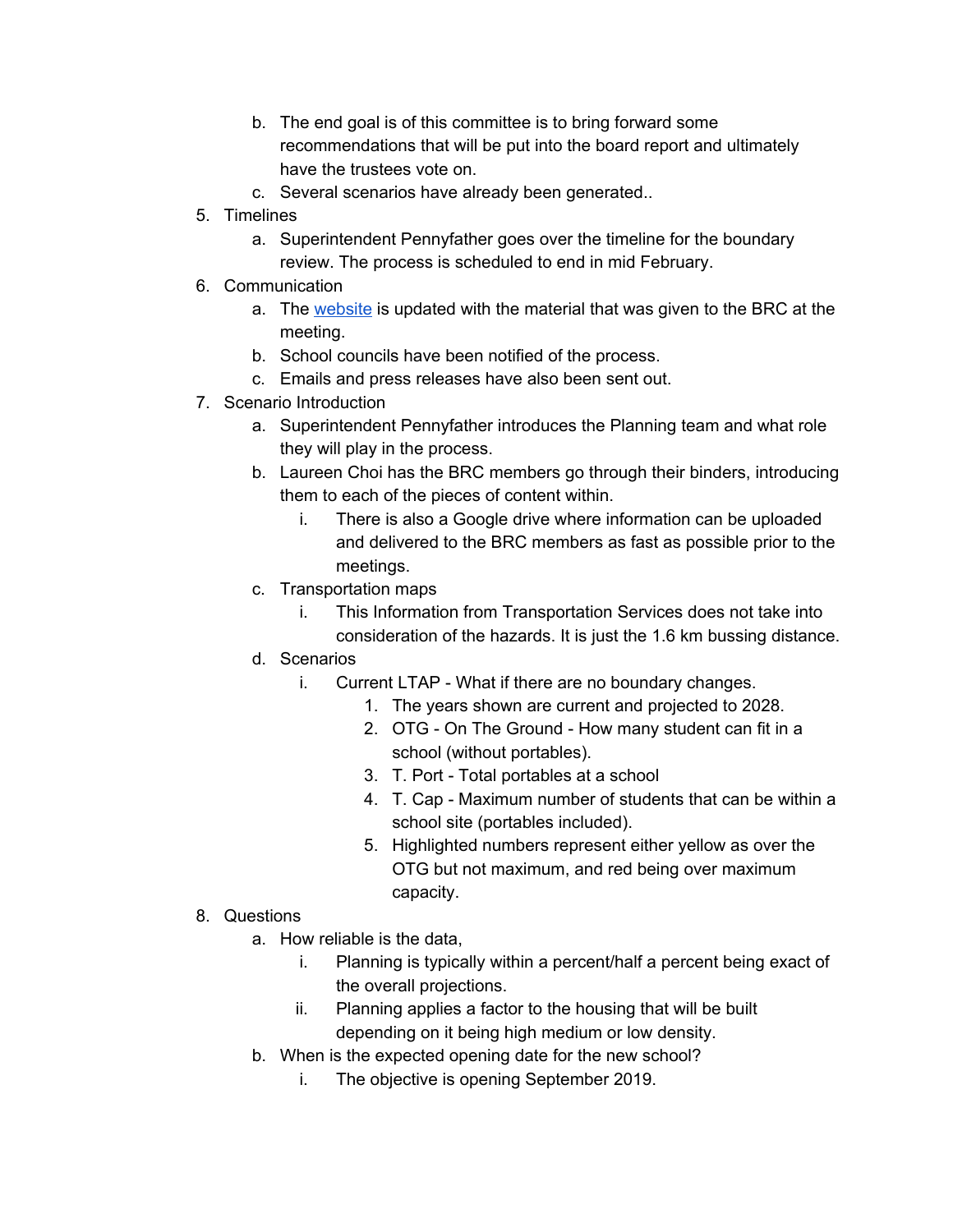b. The end goal is of this committee is to bring forward some recommendations that will be put into the board report and ultimately have the trustees vote on.
   c. Several scenarios have already been generated..

5. Timelines
   a. Superintendent Pennyfather goes over the timeline for the boundary review. The process is scheduled to end in mid February.

6. Communication
   a. The [website]() is updated with the material that was given to the BRC at the meeting.
   b. School councils have been notified of the process.
   c. Emails and press releases have also been sent out.

7. Scenario Introduction
   a. Superintendent Pennyfather introduces the Planning team and what role they will play in the process.
   b. Laureen Choi has the BRC members go through their binders, introducing them to each of the pieces of content within.
      i. There is also a Google drive where information can be uploaded and delivered to the BRC members as fast as possible prior to the meetings.
   c. Transportation maps
      i. This Information from Transportation Services does not take into consideration of the hazards. It is just the 1.6 km bussing distance.
   d. Scenarios
      i. Current LTAP - What if there are no boundary changes.
         1. The years shown are current and projected to 2028.
         2. OTG - On The Ground - How many student can fit in a school (without portables).
         3. T. Port - Total portables at a school
         4. T. Cap - Maximum number of students that can be within a school site (portables included).
         5. Highlighted numbers represent either yellow as over the OTG but not maximum, and red being over maximum capacity.

8. Questions
   a. How reliable is the data,
      i. Planning is typically within a percent/half a percent being exact of the overall projections.
      ii. Planning applies a factor to the housing that will be built depending on it being high medium or low density.
   b. When is the expected opening date for the new school?
      i. The objective is opening September 2019.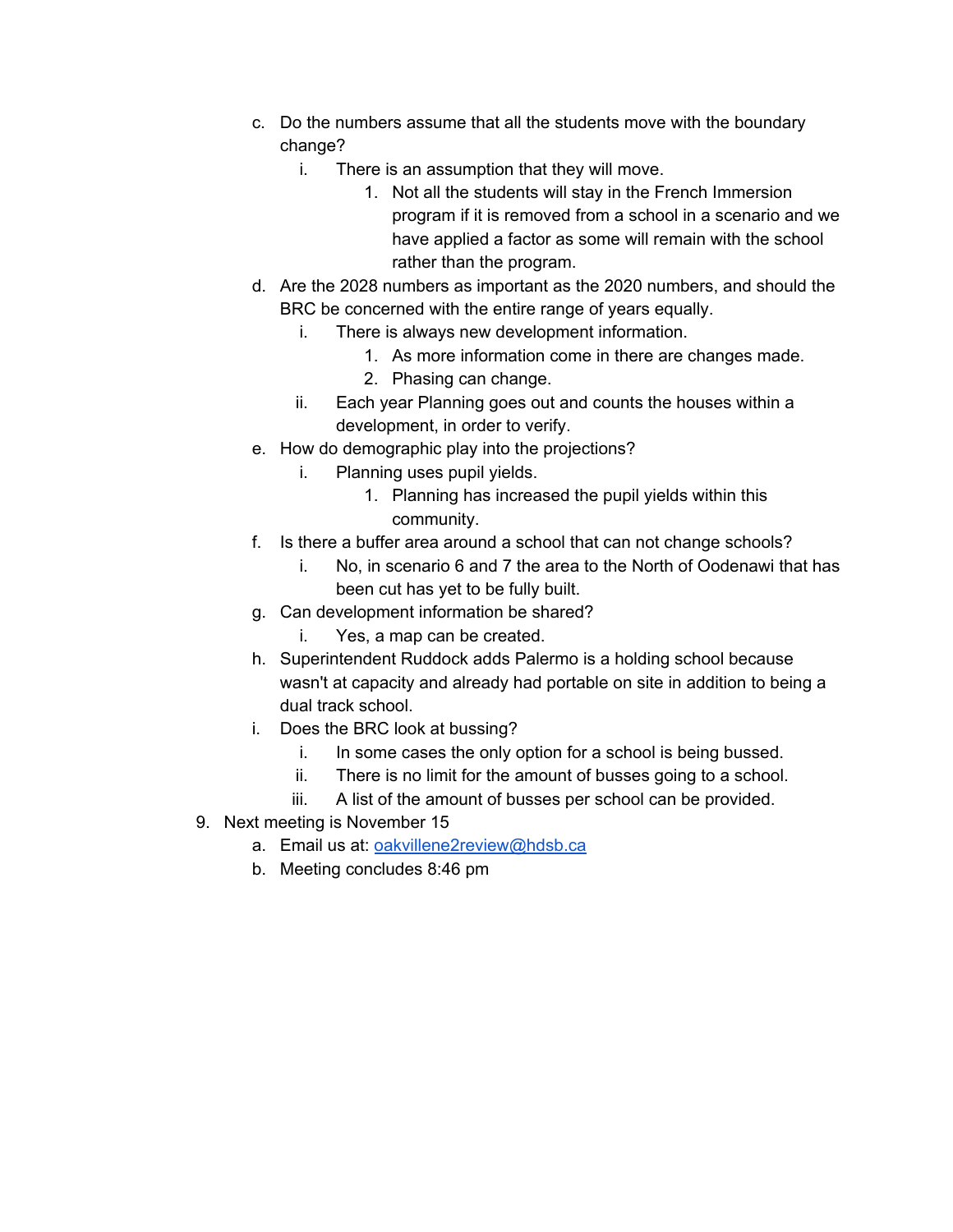c. Do the numbers assume that all the students move with the boundary change?
    i. There is an assumption that they will move.
        1. Not all the students will stay in the French Immersion program if it is removed from a school in a scenario and we have applied a factor as some will remain with the school rather than the program.

d. Are the 2028 numbers as important as the 2020 numbers, and should the BRC be concerned with the entire range of years equally.
    i. There is always new development information.
        1. As more information come in there are changes made.
        2. Phasing can change.
    ii. Each year Planning goes out and counts the houses within a development, in order to verify.

e. How do demographic play into the projections?
    i. Planning uses pupil yields.
        1. Planning has increased the pupil yields within this community.

f. Is there a buffer area around a school that can not change schools?
    i. No, in scenario 6 and 7 the area to the North of Oodenawi that has been cut has yet to be fully built.

g. Can development information be shared?
    i. Yes, a map can be created.

h. Superintendent Ruddock adds Palermo is a holding school because wasn't at capacity and already had portable on site in addition to being a dual track school.

i. Does the BRC look at bussing?
    i. In some cases the only option for a school is being bussed.
    ii. There is no limit for the amount of busses going to a school.
    iii. A list of the amount of busses per school can be provided.

9. Next meeting is November 15
    a. Email us at: [oakvillene2review@hdsb.ca](mailto:oakvillene2review@hdsb.ca)
    b. Meeting concludes 8:46 pm